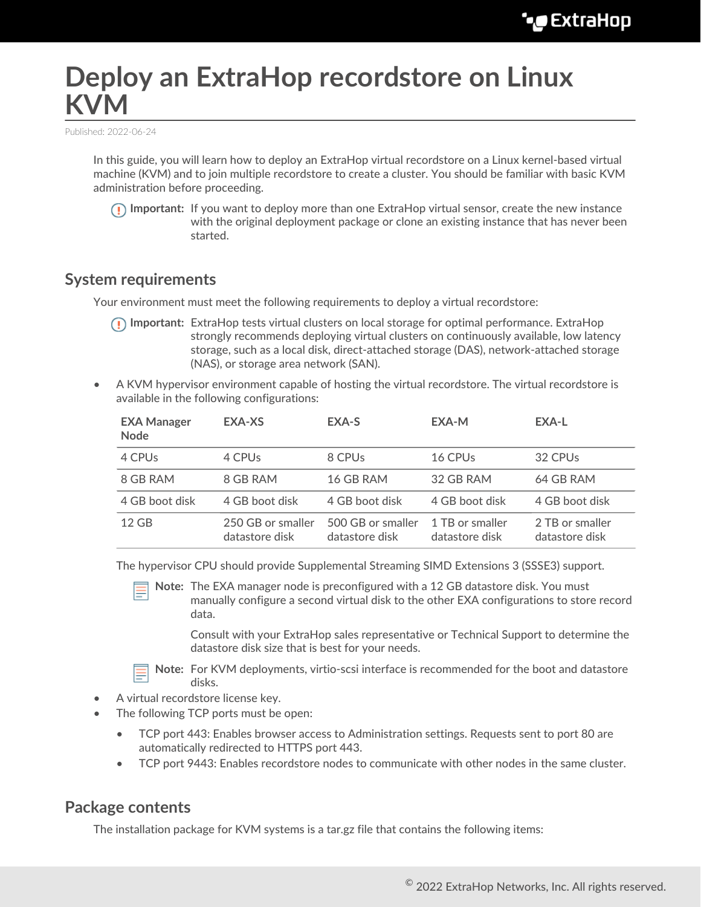# Deploy an ExtraHop recordstore on Linux KVM

Published: 2022-06-24

In this guide, you will learn how to deploy an ExtraHop virtual recordstore on a Linux kernel-based virtual machine (KVM) and to join multiple recordstore to create a cluster. You should be familiar with basic KVM administration before proceeding.

**Important:** If you want to deploy more than one ExtraHop virtual sensor, create the new instance with the original deployment package or clone an existing instance that has never been started.

## System requirements

Your environment must meet the following requirements to deploy a virtual recordstore:

**Important:** ExtraHop tests virtual clusters on local storage for optimal performance. ExtraHop strongly recommends deploying virtual clusters on continuously available, low latency storage, such as a local disk, direct-attached storage (DAS), network-attached storage (NAS), or storage area network (SAN).

- A KVM hypervisor environment capable of hosting the virtual recordstore. The virtual recordstore is available in the following configurations:

| EXA Manager Node | EXA-XS | EXA-S | EXA-M | EXA-L |
|---|---|---|---|---|
| 4 CPUs | 4 CPUs | 8 CPUs | 16 CPUs | 32 CPUs |
| 8 GB RAM | 8 GB RAM | 16 GB RAM | 32 GB RAM | 64 GB RAM |
| 4 GB boot disk | 4 GB boot disk | 4 GB boot disk | 4 GB boot disk | 4 GB boot disk |
| 12 GB | 250 GB or smaller datastore disk | 500 GB or smaller datastore disk | 1 TB or smaller datastore disk | 2 TB or smaller datastore disk |

The hypervisor CPU should provide Supplemental Streaming SIMD Extensions 3 (SSSE3) support.

**Note:** The EXA manager node is preconfigured with a 12 GB datastore disk. You must manually configure a second virtual disk to the other EXA configurations to store record data.

Consult with your ExtraHop sales representative or Technical Support to determine the datastore disk size that is best for your needs.

**Note:** For KVM deployments, virtio-scsi interface is recommended for the boot and datastore disks.

- A virtual recordstore license key.
- The following TCP ports must be open:
  - TCP port 443: Enables browser access to Administration settings. Requests sent to port 80 are automatically redirected to HTTPS port 443.
  - TCP port 9443: Enables recordstore nodes to communicate with other nodes in the same cluster.

## Package contents

The installation package for KVM systems is a tar.gz file that contains the following items: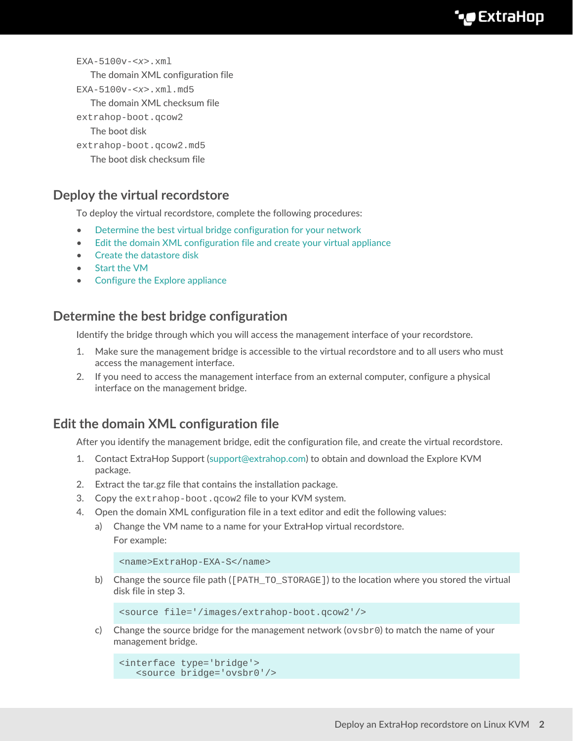`EXA-5100v-<x>.xml`
: The domain XML configuration file

`EXA-5100v-<x>.xml.md5`
: The domain XML checksum file

`extrahop-boot.qcow2`
: The boot disk

`extrahop-boot.qcow2.md5`
: The boot disk checksum file

## Deploy the virtual recordstore

To deploy the virtual recordstore, complete the following procedures:

- Determine the best virtual bridge configuration for your network
- Edit the domain XML configuration file and create your virtual appliance
- Create the datastore disk
- Start the VM
- Configure the Explore appliance

## Determine the best bridge configuration

Identify the bridge through which you will access the management interface of your recordstore.

1. Make sure the management bridge is accessible to the virtual recordstore and to all users who must access the management interface.
2. If you need to access the management interface from an external computer, configure a physical interface on the management bridge.

## Edit the domain XML configuration file

After you identify the management bridge, edit the configuration file, and create the virtual recordstore.

1. Contact ExtraHop Support (support@extrahop.com) to obtain and download the Explore KVM package.
2. Extract the tar.gz file that contains the installation package.
3. Copy the `extrahop-boot.qcow2` file to your KVM system.
4. Open the domain XML configuration file in a text editor and edit the following values:
   a) Change the VM name to a name for your ExtraHop virtual recordstore.
      For example:

      ```
      <name>ExtraHop-EXA-S</name>
      ```

   b) Change the source file path (`[PATH_TO_STORAGE]`) to the location where you stored the virtual disk file in step 3.

      ```
      <source file='/images/extrahop-boot.qcow2'/>
      ```

   c) Change the source bridge for the management network (`ovsbr0`) to match the name of your management bridge.

      ```
      <interface type='bridge'>
         <source bridge='ovsbr0'/>
      ```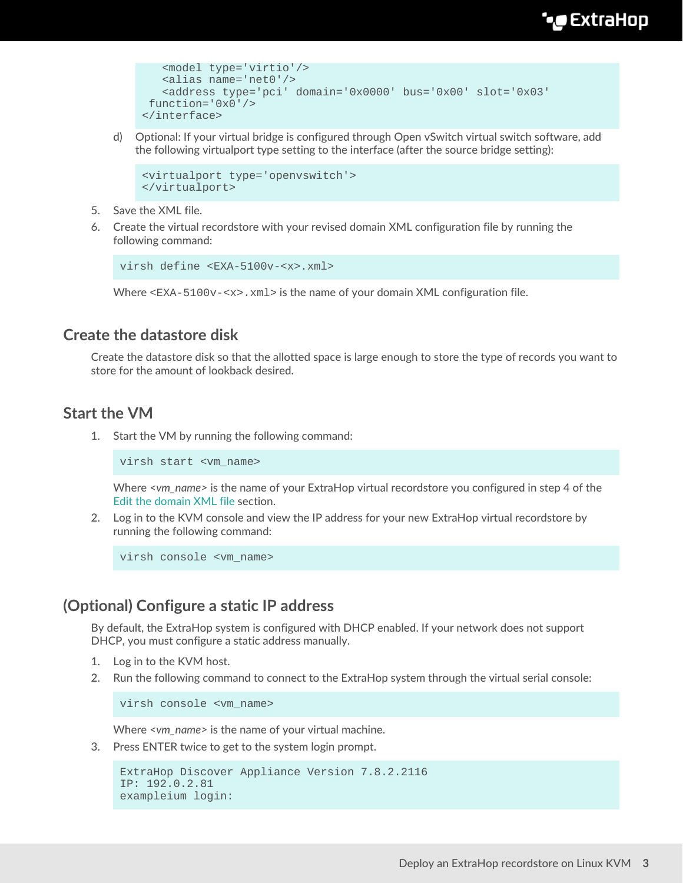```
    <model type='virtio'/>
    <alias name='net0'/>
    <address type='pci' domain='0x0000' bus='0x00' slot='0x03'
  function='0x0'/>
</interface>
```

d) Optional: If your virtual bridge is configured through Open vSwitch virtual switch software, add the following virtualport type setting to the interface (after the source bridge setting):

```
<virtualport type='openvswitch'>
</virtualport>
```

5. Save the XML file.
6. Create the virtual recordstore with your revised domain XML configuration file by running the following command:

```
virsh define <EXA-5100v-<x>.xml>
```

Where `<EXA-5100v-<x>.xml>` is the name of your domain XML configuration file.

## Create the datastore disk

Create the datastore disk so that the allotted space is large enough to store the type of records you want to store for the amount of lookback desired.

## Start the VM

1. Start the VM by running the following command:

```
virsh start <vm_name>
```

Where *<vm_name>* is the name of your ExtraHop virtual recordstore you configured in step 4 of the Edit the domain XML file section.

2. Log in to the KVM console and view the IP address for your new ExtraHop virtual recordstore by running the following command:

```
virsh console <vm_name>
```

## (Optional) Configure a static IP address

By default, the ExtraHop system is configured with DHCP enabled. If your network does not support DHCP, you must configure a static address manually.

1. Log in to the KVM host.
2. Run the following command to connect to the ExtraHop system through the virtual serial console:

```
virsh console <vm_name>
```

Where *<vm_name>* is the name of your virtual machine.

3. Press ENTER twice to get to the system login prompt.

```
ExtraHop Discover Appliance Version 7.8.2.2116
IP: 192.0.2.81
exampleium login:
```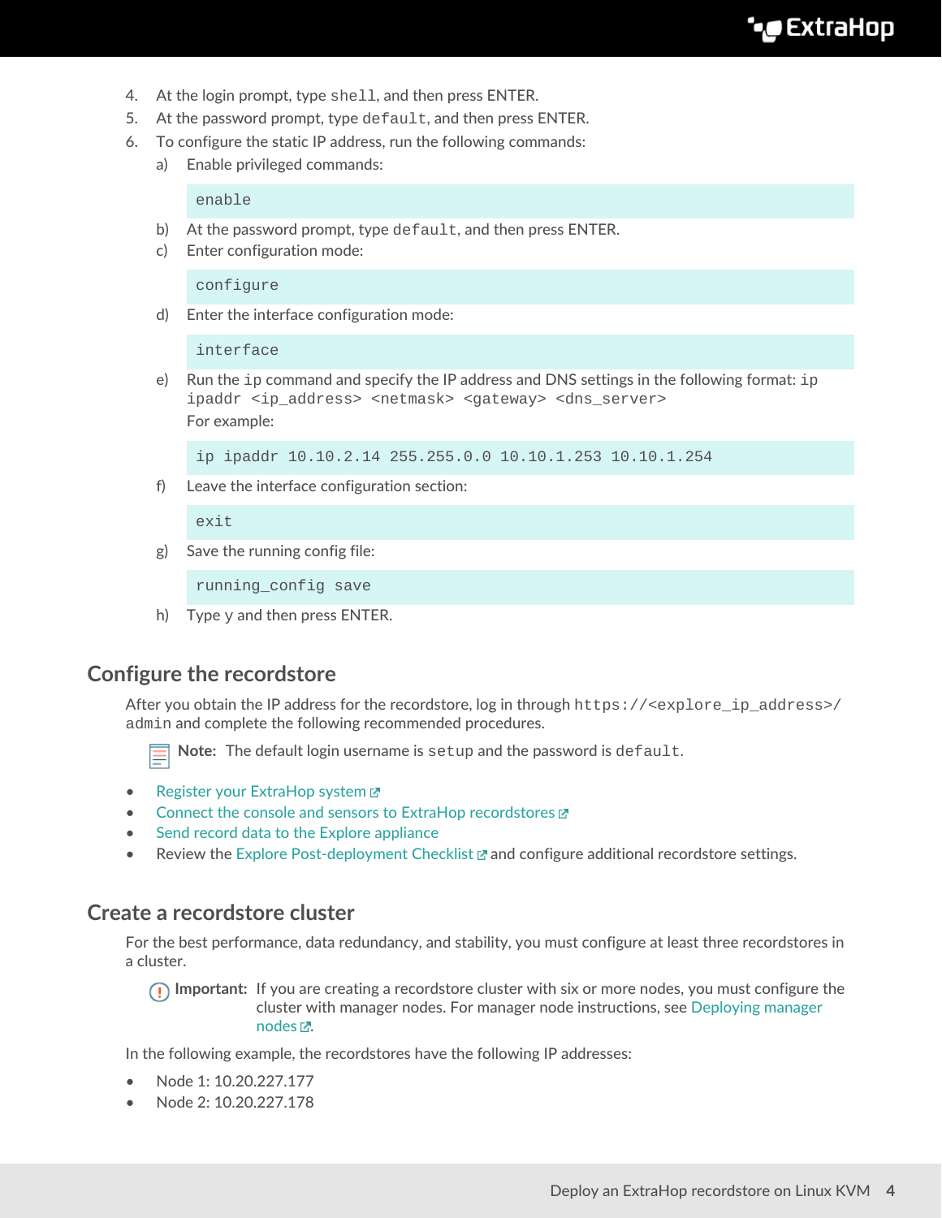4. At the login prompt, type `shell`, and then press ENTER.
5. At the password prompt, type `default`, and then press ENTER.
6. To configure the static IP address, run the following commands:
   a) Enable privileged commands:

   ```
   enable
   ```

   b) At the password prompt, type `default`, and then press ENTER.
   c) Enter configuration mode:

   ```
   configure
   ```

   d) Enter the interface configuration mode:

   ```
   interface
   ```

   e) Run the `ip` command and specify the IP address and DNS settings in the following format: `ip ipaddr <ip_address> <netmask> <gateway> <dns_server>`

   For example:

   ```
   ip ipaddr 10.10.2.14 255.255.0.0 10.10.1.253 10.10.1.254
   ```

   f) Leave the interface configuration section:

   ```
   exit
   ```

   g) Save the running config file:

   ```
   running_config save
   ```

   h) Type y and then press ENTER.

## Configure the recordstore

After you obtain the IP address for the recordstore, log in through `https://<explore_ip_address>/admin` and complete the following recommended procedures.

**Note:** The default login username is `setup` and the password is `default`.

- Register your ExtraHop system
- Connect the console and sensors to ExtraHop recordstores
- Send record data to the Explore appliance
- Review the Explore Post-deployment Checklist and configure additional recordstore settings.

## Create a recordstore cluster

For the best performance, data redundancy, and stability, you must configure at least three recordstores in a cluster.

**Important:** If you are creating a recordstore cluster with six or more nodes, you must configure the cluster with manager nodes. For manager node instructions, see Deploying manager nodes.

In the following example, the recordstores have the following IP addresses:

- Node 1: 10.20.227.177
- Node 2: 10.20.227.178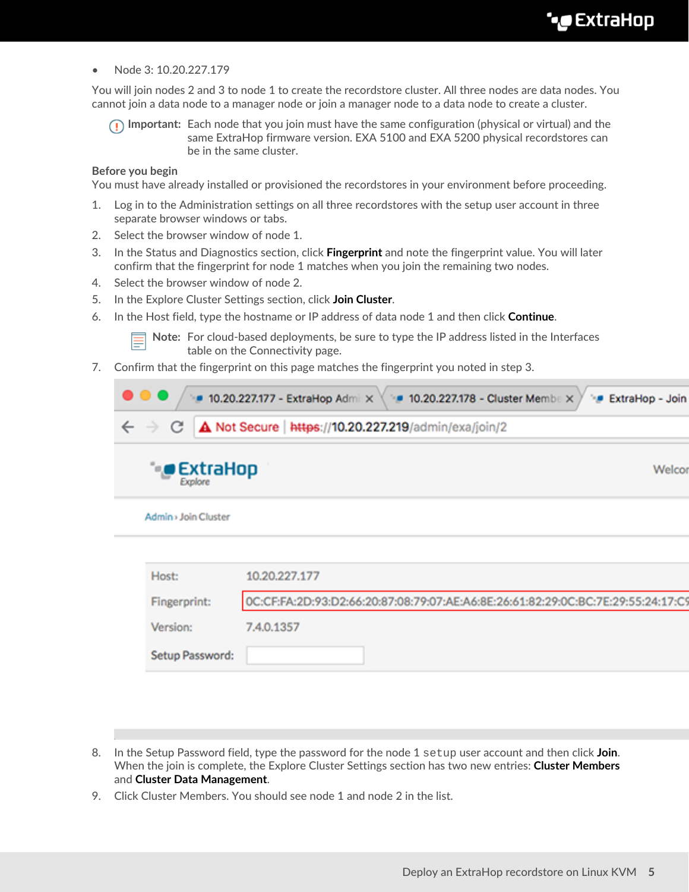- Node 3: 10.20.227.179

You will join nodes 2 and 3 to node 1 to create the recordstore cluster. All three nodes are data nodes. You cannot join a data node to a manager node or join a manager node to a data node to create a cluster.

> **Important:** Each node that you join must have the same configuration (physical or virtual) and the same ExtraHop firmware version. EXA 5100 and EXA 5200 physical recordstores can be in the same cluster.

**Before you begin**

You must have already installed or provisioned the recordstores in your environment before proceeding.

1. Log in to the Administration settings on all three recordstores with the setup user account in three separate browser windows or tabs.
2. Select the browser window of node 1.
3. In the Status and Diagnostics section, click **Fingerprint** and note the fingerprint value. You will later confirm that the fingerprint for node 1 matches when you join the remaining two nodes.
4. Select the browser window of node 2.
5. In the Explore Cluster Settings section, click **Join Cluster**.
6. In the Host field, type the hostname or IP address of data node 1 and then click **Continue**.

   > **Note:** For cloud-based deployments, be sure to type the IP address listed in the Interfaces table on the Connectivity page.

7. Confirm that the fingerprint on this page matches the fingerprint you noted in step 3.
8. In the Setup Password field, type the password for the node 1 `setup` user account and then click **Join**. When the join is complete, the Explore Cluster Settings section has two new entries: **Cluster Members** and **Cluster Data Management**.
9. Click Cluster Members. You should see node 1 and node 2 in the list.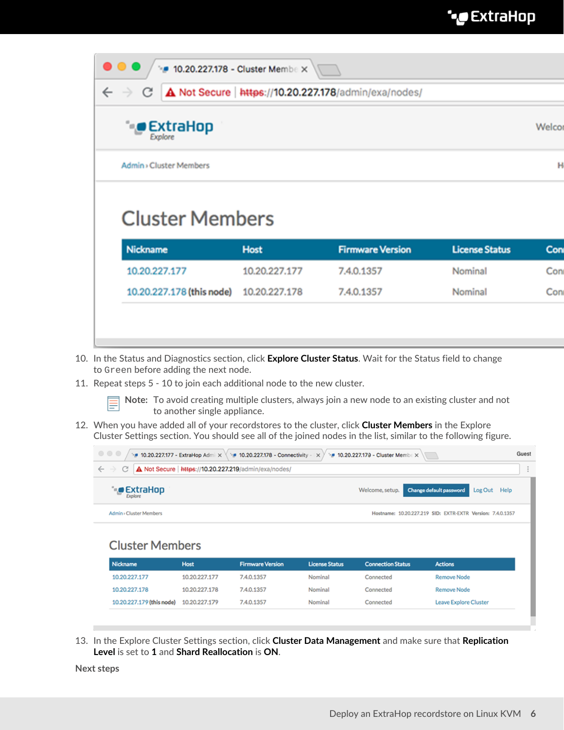10. In the Status and Diagnostics section, click **Explore Cluster Status**. Wait for the Status field to change to `Green` before adding the next node.
11. Repeat steps 5 - 10 to join each additional node to the new cluster.

    **Note:** To avoid creating multiple clusters, always join a new node to an existing cluster and not to another single appliance.

12. When you have added all of your recordstores to the cluster, click **Cluster Members** in the Explore Cluster Settings section. You should see all of the joined nodes in the list, similar to the following figure.
13. In the Explore Cluster Settings section, click **Cluster Data Management** and make sure that **Replication Level** is set to **1** and **Shard Reallocation** is **ON**.

**Next steps**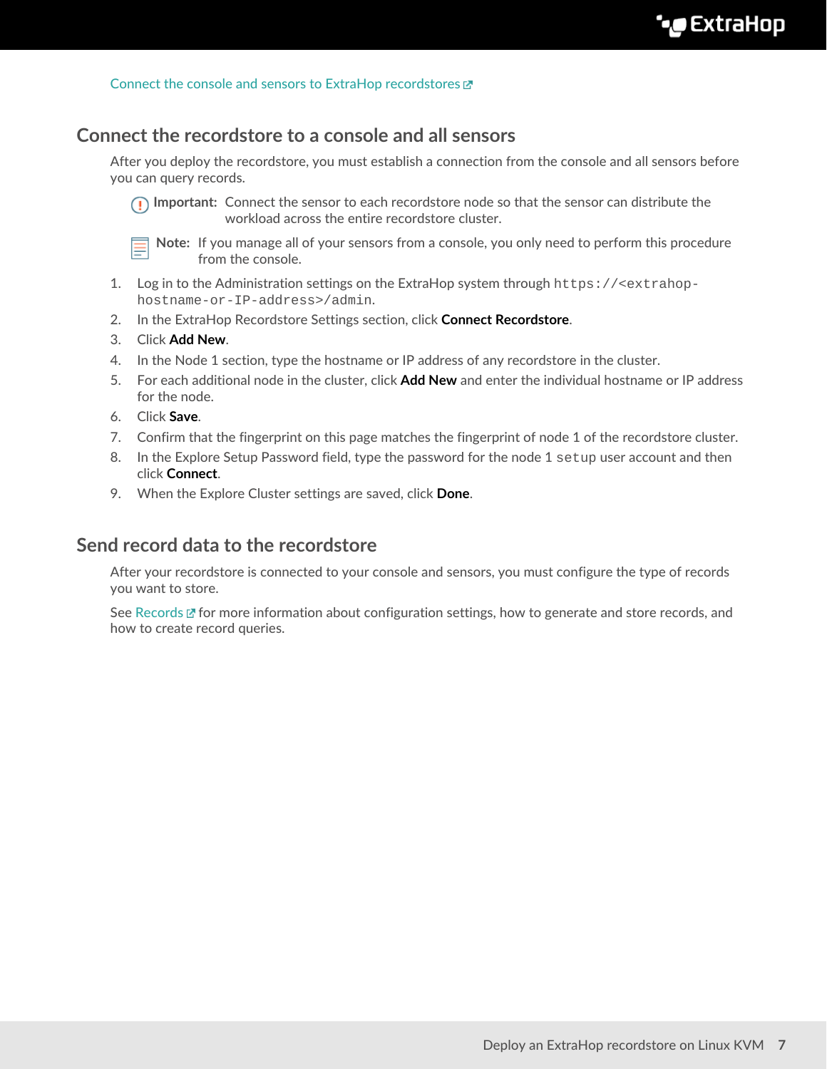Connect the console and sensors to ExtraHop recordstores

## Connect the recordstore to a console and all sensors

After you deploy the recordstore, you must establish a connection from the console and all sensors before you can query records.

**Important:** Connect the sensor to each recordstore node so that the sensor can distribute the workload across the entire recordstore cluster.

**Note:** If you manage all of your sensors from a console, you only need to perform this procedure from the console.

1. Log in to the Administration settings on the ExtraHop system through `https://<extrahop-hostname-or-IP-address>/admin`.
2. In the ExtraHop Recordstore Settings section, click **Connect Recordstore**.
3. Click **Add New**.
4. In the Node 1 section, type the hostname or IP address of any recordstore in the cluster.
5. For each additional node in the cluster, click **Add New** and enter the individual hostname or IP address for the node.
6. Click **Save**.
7. Confirm that the fingerprint on this page matches the fingerprint of node 1 of the recordstore cluster.
8. In the Explore Setup Password field, type the password for the node 1 `setup` user account and then click **Connect**.
9. When the Explore Cluster settings are saved, click **Done**.

## Send record data to the recordstore

After your recordstore is connected to your console and sensors, you must configure the type of records you want to store.

See Records for more information about configuration settings, how to generate and store records, and how to create record queries.